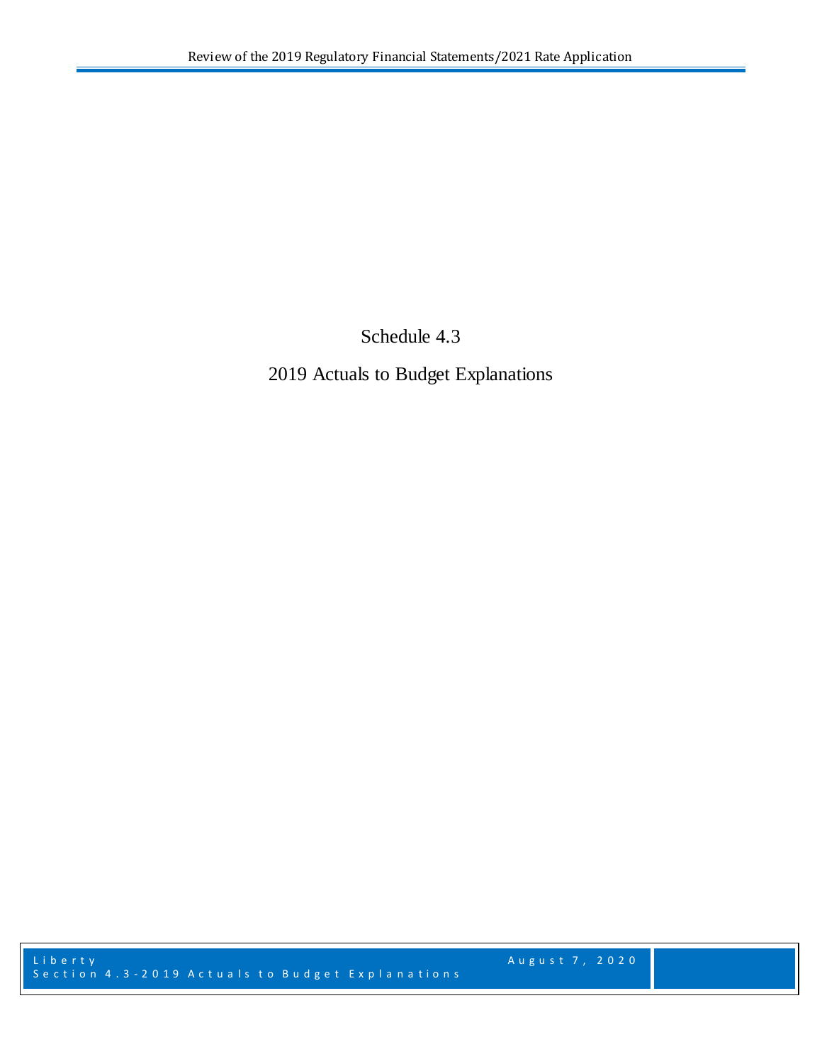# Schedule 4.3

## 2019 Actuals to Budget Explanations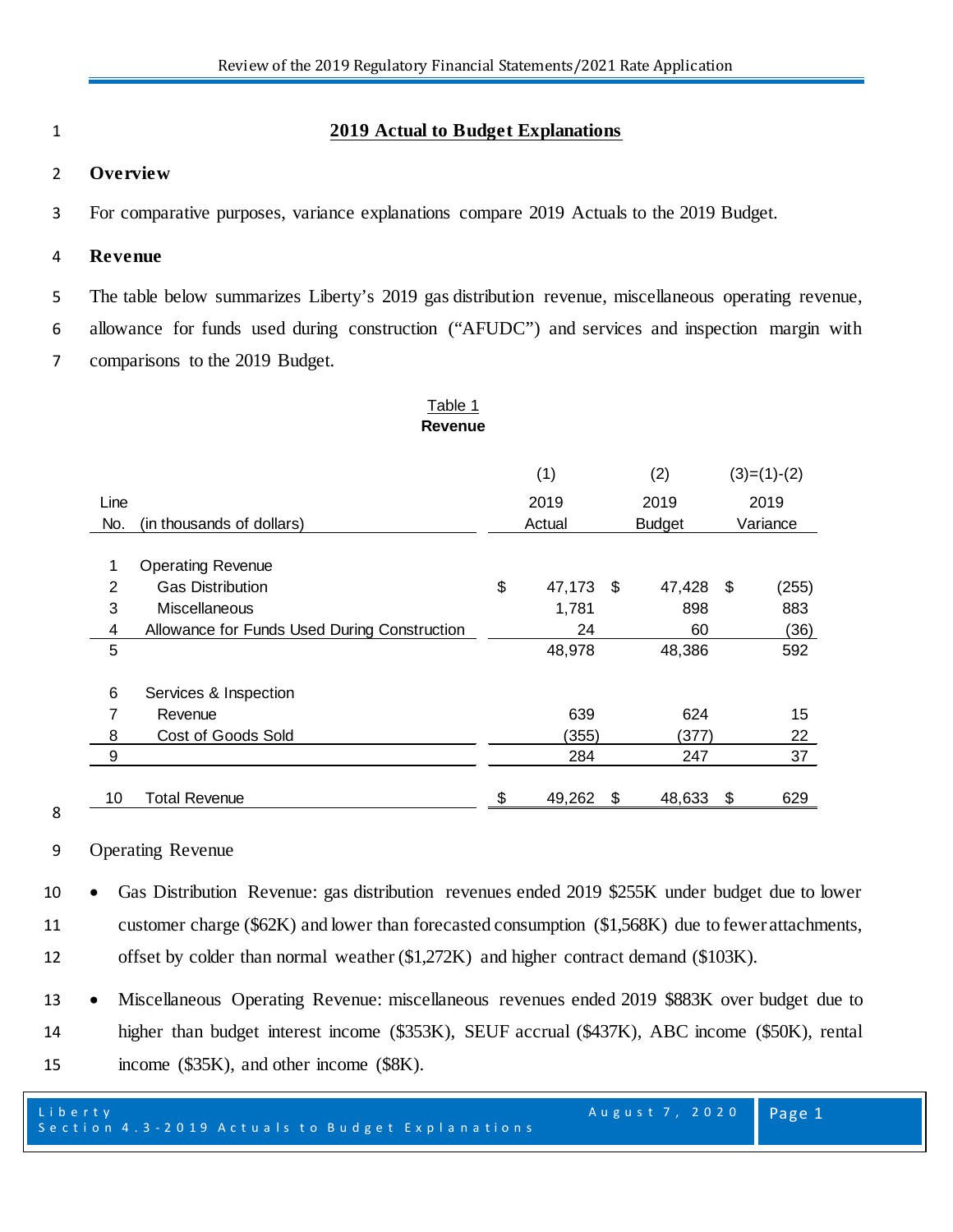# 2019 Actual to Budget Explanations

## Overview

For comparative purposes, variance explanations compare 2019 Actuals to the 2019 Budget.

## Revenue

The table below summarizes Liberty's 2019 gas distribution revenue, miscellaneous operating revenue, allowance for funds used during construction ("AFUDC") and services and inspection margin with comparisons to the 2019 Budget.

Table 1
**Revenue**

| Line No. | (in thousands of dollars) | (1) 2019 Actual | (2) 2019 Budget | (3)=(1)-(2) 2019 Variance |
|---|---|---|---|---|
| 1 | Operating Revenue | | | |
| 2 | Gas Distribution | $ 47,173 | $ 47,428 | $ (255) |
| 3 | Miscellaneous | 1,781 | 898 | 883 |
| 4 | Allowance for Funds Used During Construction | 24 | 60 | (36) |
| 5 | | 48,978 | 48,386 | 592 |
| 6 | Services & Inspection | | | |
| 7 | Revenue | 639 | 624 | 15 |
| 8 | Cost of Goods Sold | (355) | (377) | 22 |
| 9 | | 284 | 247 | 37 |
| 10 | Total Revenue | $ 49,262 | $ 48,633 | $ 629 |

Operating Revenue

- Gas Distribution Revenue: gas distribution revenues ended 2019 $255K under budget due to lower customer charge ($62K) and lower than forecasted consumption ($1,568K) due to fewer attachments, offset by colder than normal weather ($1,272K) and higher contract demand ($103K).
- Miscellaneous Operating Revenue: miscellaneous revenues ended 2019 $883K over budget due to higher than budget interest income ($353K), SEUF accrual ($437K), ABC income ($50K), rental income ($35K), and other income ($8K).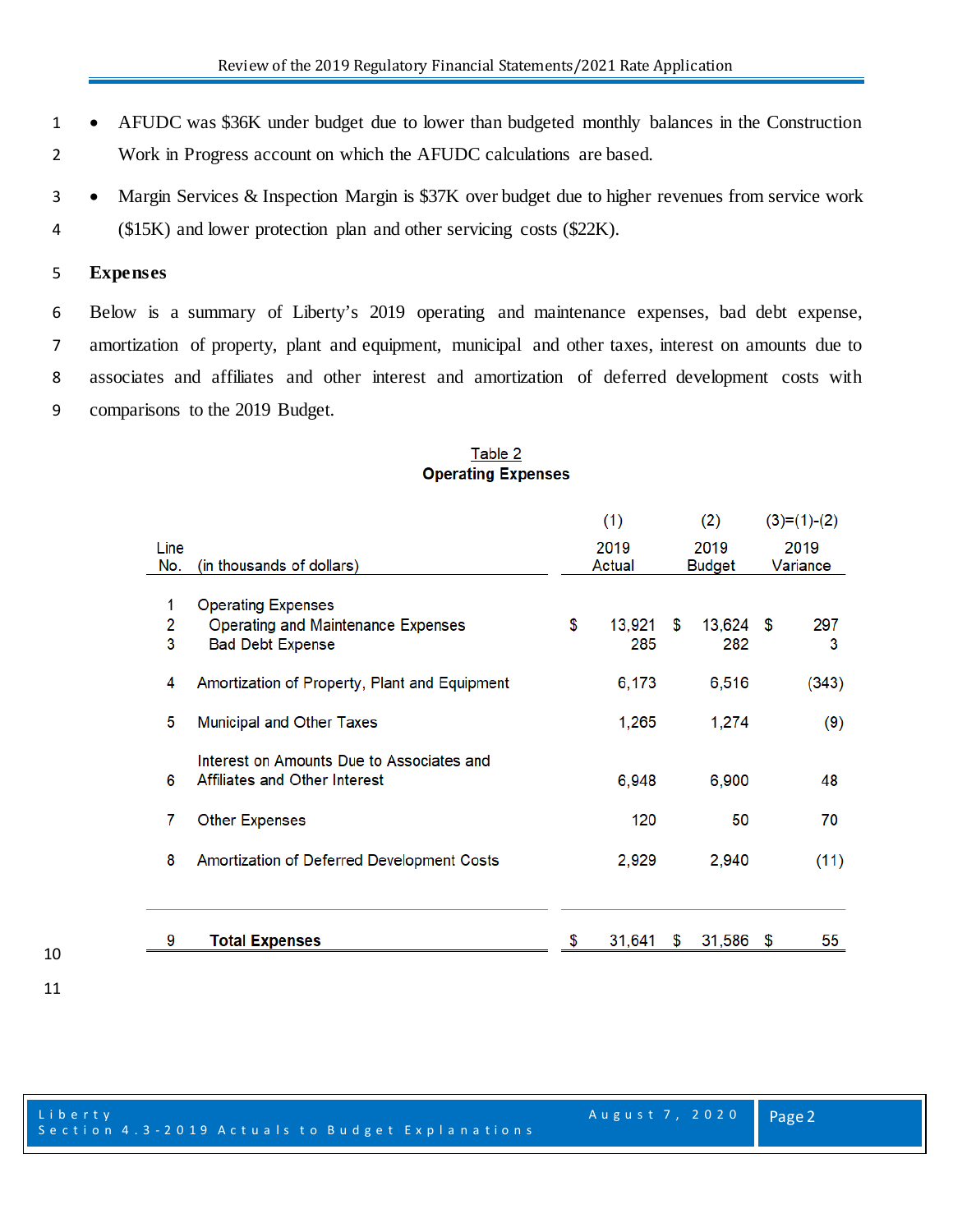- AFUDC was $36K under budget due to lower than budgeted monthly balances in the Construction Work in Progress account on which the AFUDC calculations are based.
- Margin Services & Inspection Margin is $37K over budget due to higher revenues from service work ($15K) and lower protection plan and other servicing costs ($22K).

**Expenses**

Below is a summary of Liberty's 2019 operating and maintenance expenses, bad debt expense, amortization of property, plant and equipment, municipal and other taxes, interest on amounts due to associates and affiliates and other interest and amortization of deferred development costs with comparisons to the 2019 Budget.

Table 2
**Operating Expenses**

| Line No. | (in thousands of dollars) | (1) 2019 Actual | (2) 2019 Budget | (3)=(1)-(2) 2019 Variance |
|---|---|---|---|---|
| 1 | Operating Expenses | | | |
| 2 | Operating and Maintenance Expenses | $ 13,921 | $ 13,624 | $ 297 |
| 3 | Bad Debt Expense | 285 | 282 | 3 |
| 4 | Amortization of Property, Plant and Equipment | 6,173 | 6,516 | (343) |
| 5 | Municipal and Other Taxes | 1,265 | 1,274 | (9) |
| 6 | Interest on Amounts Due to Associates and Affiliates and Other Interest | 6,948 | 6,900 | 48 |
| 7 | Other Expenses | 120 | 50 | 70 |
| 8 | Amortization of Deferred Development Costs | 2,929 | 2,940 | (11) |
| 9 | **Total Expenses** | $ 31,641 | $ 31,586 | $ 55 |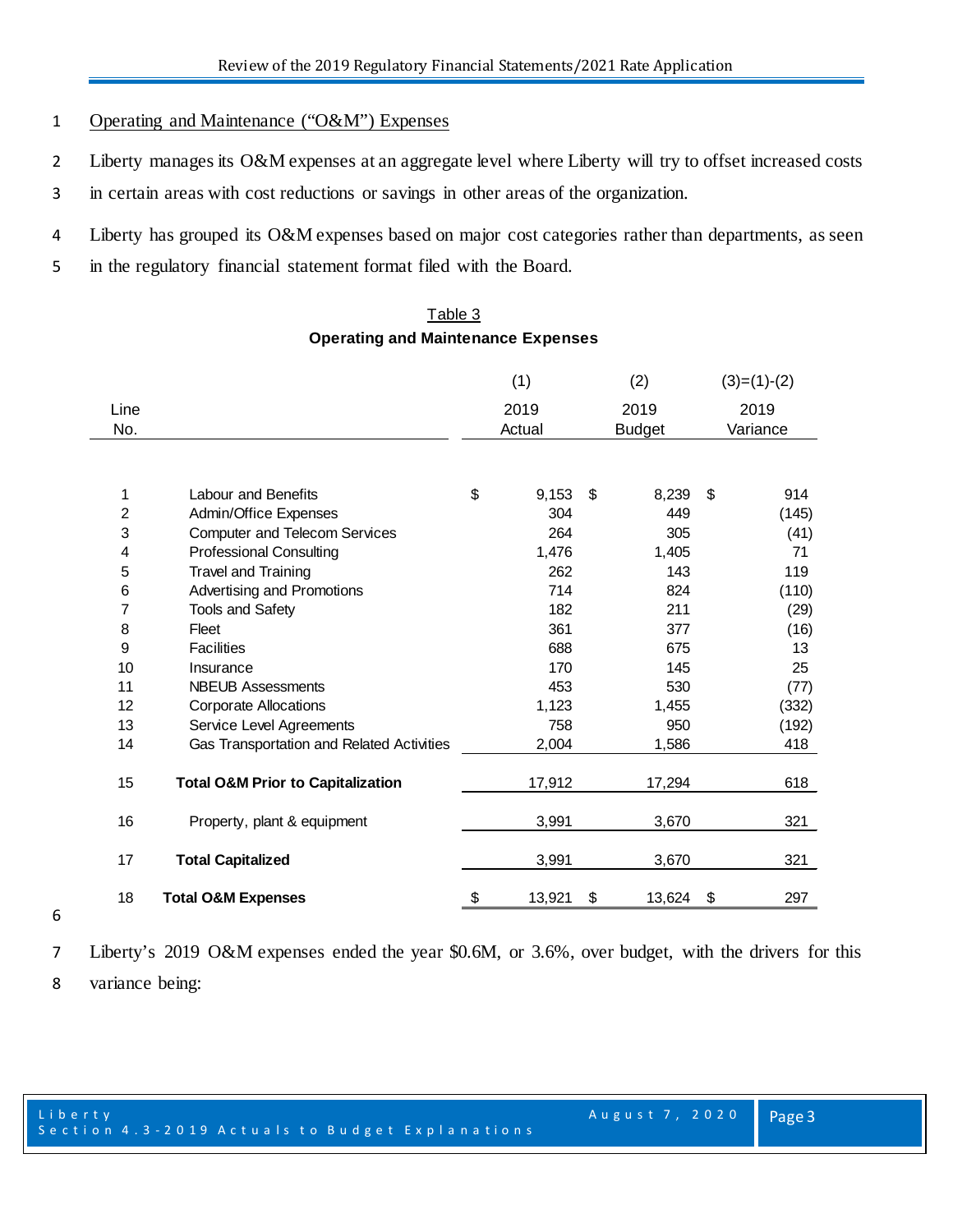Operating and Maintenance ("O&M") Expenses

Liberty manages its O&M expenses at an aggregate level where Liberty will try to offset increased costs in certain areas with cost reductions or savings in other areas of the organization.

Liberty has grouped its O&M expenses based on major cost categories rather than departments, as seen in the regulatory financial statement format filed with the Board.

Table 3
**Operating and Maintenance Expenses**

| Line No. | | (1) 2019 Actual | (2) 2019 Budget | (3)=(1)-(2) 2019 Variance |
|---|---|---|---|---|
| 1 | Labour and Benefits | $ 9,153 | $ 8,239 | $ 914 |
| 2 | Admin/Office Expenses | 304 | 449 | (145) |
| 3 | Computer and Telecom Services | 264 | 305 | (41) |
| 4 | Professional Consulting | 1,476 | 1,405 | 71 |
| 5 | Travel and Training | 262 | 143 | 119 |
| 6 | Advertising and Promotions | 714 | 824 | (110) |
| 7 | Tools and Safety | 182 | 211 | (29) |
| 8 | Fleet | 361 | 377 | (16) |
| 9 | Facilities | 688 | 675 | 13 |
| 10 | Insurance | 170 | 145 | 25 |
| 11 | NBEUB Assessments | 453 | 530 | (77) |
| 12 | Corporate Allocations | 1,123 | 1,455 | (332) |
| 13 | Service Level Agreements | 758 | 950 | (192) |
| 14 | Gas Transportation and Related Activities | 2,004 | 1,586 | 418 |
| 15 | **Total O&M Prior to Capitalization** | 17,912 | 17,294 | 618 |
| 16 | Property, plant & equipment | 3,991 | 3,670 | 321 |
| 17 | **Total Capitalized** | 3,991 | 3,670 | 321 |
| 18 | **Total O&M Expenses** | $ 13,921 | $ 13,624 | $ 297 |

Liberty's 2019 O&M expenses ended the year \$0.6M, or 3.6%, over budget, with the drivers for this variance being: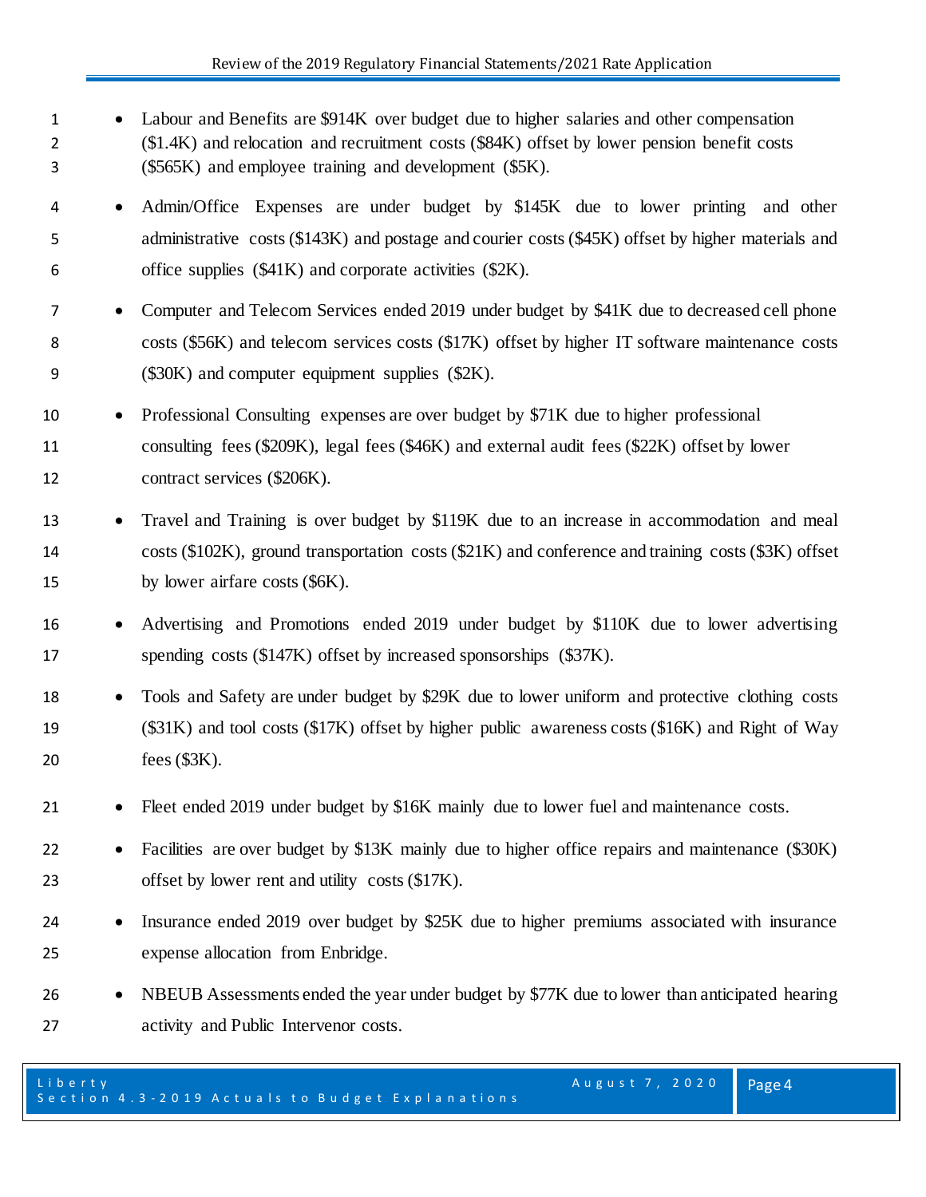- Labour and Benefits are $914K over budget due to higher salaries and other compensation ($1.4K) and relocation and recruitment costs ($84K) offset by lower pension benefit costs ($565K) and employee training and development ($5K).
- Admin/Office Expenses are under budget by $145K due to lower printing and other administrative costs ($143K) and postage and courier costs ($45K) offset by higher materials and office supplies ($41K) and corporate activities ($2K).
- Computer and Telecom Services ended 2019 under budget by $41K due to decreased cell phone costs ($56K) and telecom services costs ($17K) offset by higher IT software maintenance costs ($30K) and computer equipment supplies ($2K).
- Professional Consulting expenses are over budget by $71K due to higher professional consulting fees ($209K), legal fees ($46K) and external audit fees ($22K) offset by lower contract services ($206K).
- Travel and Training is over budget by $119K due to an increase in accommodation and meal costs ($102K), ground transportation costs ($21K) and conference and training costs ($3K) offset by lower airfare costs ($6K).
- Advertising and Promotions ended 2019 under budget by $110K due to lower advertising spending costs ($147K) offset by increased sponsorships ($37K).
- Tools and Safety are under budget by $29K due to lower uniform and protective clothing costs ($31K) and tool costs ($17K) offset by higher public awareness costs ($16K) and Right of Way fees ($3K).
- Fleet ended 2019 under budget by $16K mainly due to lower fuel and maintenance costs.
- Facilities are over budget by $13K mainly due to higher office repairs and maintenance ($30K) offset by lower rent and utility costs ($17K).
- Insurance ended 2019 over budget by $25K due to higher premiums associated with insurance expense allocation from Enbridge.
- NBEUB Assessments ended the year under budget by $77K due to lower than anticipated hearing activity and Public Intervenor costs.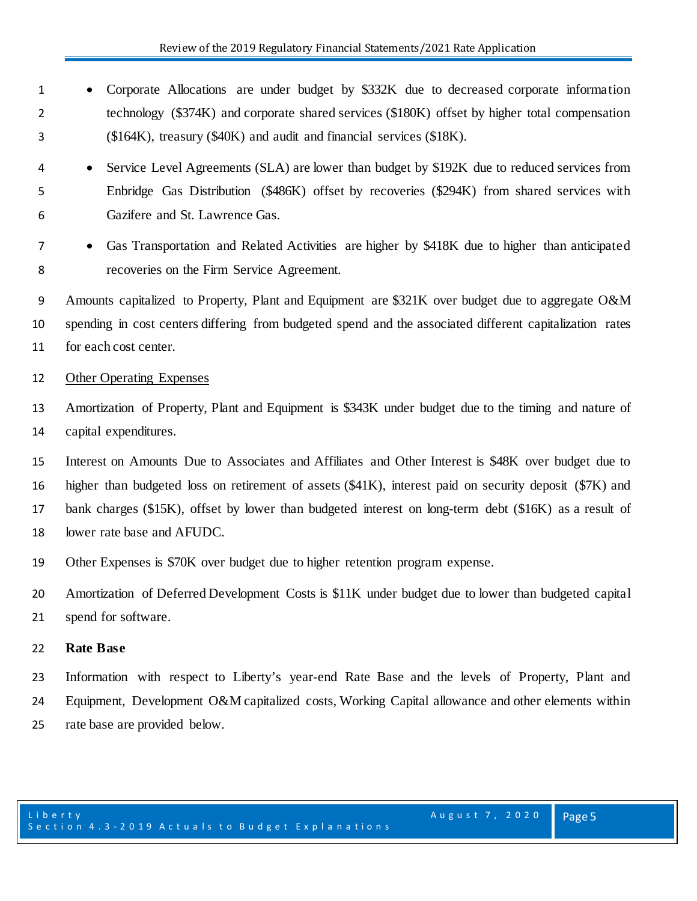- Corporate Allocations are under budget by $332K due to decreased corporate information technology ($374K) and corporate shared services ($180K) offset by higher total compensation ($164K), treasury ($40K) and audit and financial services ($18K).
- Service Level Agreements (SLA) are lower than budget by $192K due to reduced services from Enbridge Gas Distribution ($486K) offset by recoveries ($294K) from shared services with Gazifere and St. Lawrence Gas.
- Gas Transportation and Related Activities are higher by $418K due to higher than anticipated recoveries on the Firm Service Agreement.

Amounts capitalized to Property, Plant and Equipment are $321K over budget due to aggregate O&M spending in cost centers differing from budgeted spend and the associated different capitalization rates for each cost center.

Other Operating Expenses

Amortization of Property, Plant and Equipment is $343K under budget due to the timing and nature of capital expenditures.

Interest on Amounts Due to Associates and Affiliates and Other Interest is $48K over budget due to higher than budgeted loss on retirement of assets ($41K), interest paid on security deposit ($7K) and bank charges ($15K), offset by lower than budgeted interest on long-term debt ($16K) as a result of lower rate base and AFUDC.

Other Expenses is $70K over budget due to higher retention program expense.

Amortization of Deferred Development Costs is $11K under budget due to lower than budgeted capital spend for software.

**Rate Base**

Information with respect to Liberty's year-end Rate Base and the levels of Property, Plant and Equipment, Development O&M capitalized costs, Working Capital allowance and other elements within rate base are provided below.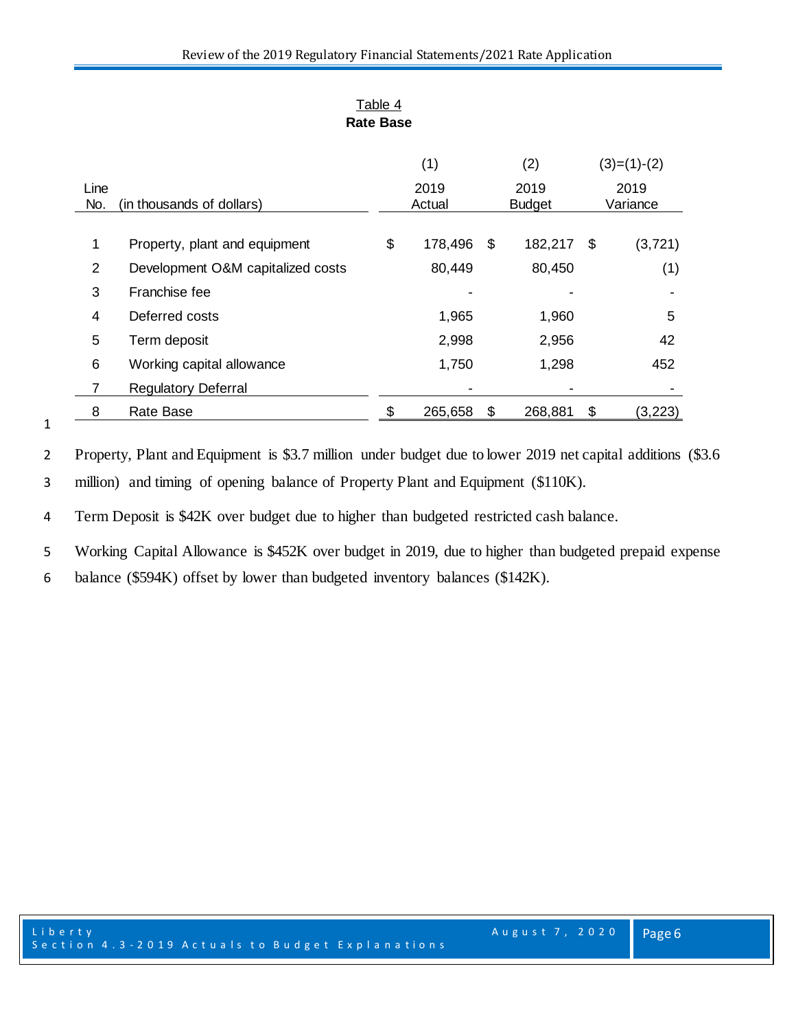Table 4
**Rate Base**

| Line No. | (in thousands of dollars) | (1) 2019 Actual | (2) 2019 Budget | (3)=(1)-(2) 2019 Variance |
|---|---|---|---|---|
| 1 | Property, plant and equipment | $ 178,496 | $ 182,217 | $ (3,721) |
| 2 | Development O&M capitalized costs | 80,449 | 80,450 | (1) |
| 3 | Franchise fee | - | - | - |
| 4 | Deferred costs | 1,965 | 1,960 | 5 |
| 5 | Term deposit | 2,998 | 2,956 | 42 |
| 6 | Working capital allowance | 1,750 | 1,298 | 452 |
| 7 | Regulatory Deferral | - | - | - |
| 8 | Rate Base | $ 265,658 | $ 268,881 | $ (3,223) |

Property, Plant and Equipment is $3.7 million under budget due to lower 2019 net capital additions ($3.6 million) and timing of opening balance of Property Plant and Equipment ($110K).

Term Deposit is $42K over budget due to higher than budgeted restricted cash balance.

Working Capital Allowance is $452K over budget in 2019, due to higher than budgeted prepaid expense balance ($594K) offset by lower than budgeted inventory balances ($142K).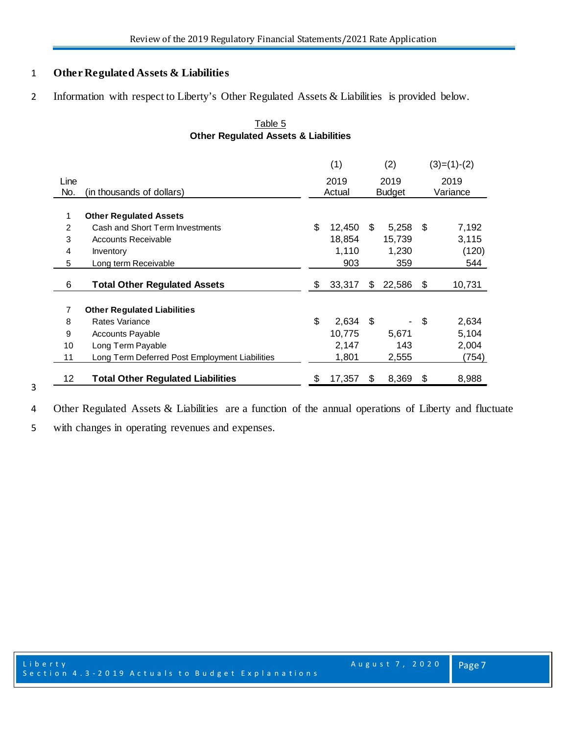## Other Regulated Assets & Liabilities

Information with respect to Liberty's Other Regulated Assets & Liabilities is provided below.

Table 5
**Other Regulated Assets & Liabilities**

| Line No. | (in thousands of dollars) | (1) 2019 Actual | (2) 2019 Budget | (3)=(1)-(2) 2019 Variance |
|---|---|---|---|---|
| 1 | **Other Regulated Assets** | | | |
| 2 | Cash and Short Term Investments | $ 12,450 | $ 5,258 | $ 7,192 |
| 3 | Accounts Receivable | 18,854 | 15,739 | 3,115 |
| 4 | Inventory | 1,110 | 1,230 | (120) |
| 5 | Long term Receivable | 903 | 359 | 544 |
| 6 | **Total Other Regulated Assets** | $ 33,317 | $ 22,586 | $ 10,731 |
| 7 | **Other Regulated Liabilities** | | | |
| 8 | Rates Variance | $ 2,634 | $ - | $ 2,634 |
| 9 | Accounts Payable | 10,775 | 5,671 | 5,104 |
| 10 | Long Term Payable | 2,147 | 143 | 2,004 |
| 11 | Long Term Deferred Post Employment Liabilities | 1,801 | 2,555 | (754) |
| 12 | **Total Other Regulated Liabilities** | $ 17,357 | $ 8,369 | $ 8,988 |

Other Regulated Assets & Liabilities are a function of the annual operations of Liberty and fluctuate with changes in operating revenues and expenses.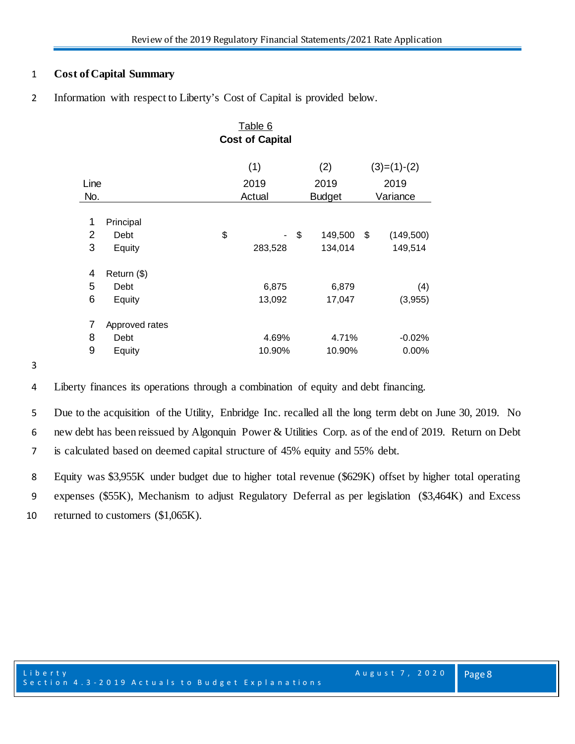## Cost of Capital Summary

Information with respect to Liberty's Cost of Capital is provided below.

Table 6
**Cost of Capital**

| Line No. | | (1) 2019 Actual | (2) 2019 Budget | (3)=(1)-(2) 2019 Variance |
|---|---|---|---|---|
| 1 | Principal | | | |
| 2 | Debt | $ - | $ 149,500 | $ (149,500) |
| 3 | Equity | 283,528 | 134,014 | 149,514 |
| 4 | Return ($) | | | |
| 5 | Debt | 6,875 | 6,879 | (4) |
| 6 | Equity | 13,092 | 17,047 | (3,955) |
| 7 | Approved rates | | | |
| 8 | Debt | 4.69% | 4.71% | -0.02% |
| 9 | Equity | 10.90% | 10.90% | 0.00% |

Liberty finances its operations through a combination of equity and debt financing.

Due to the acquisition of the Utility, Enbridge Inc. recalled all the long term debt on June 30, 2019. No new debt has been reissued by Algonquin Power & Utilities Corp. as of the end of 2019. Return on Debt is calculated based on deemed capital structure of 45% equity and 55% debt.

Equity was $3,955K under budget due to higher total revenue ($629K) offset by higher total operating expenses ($55K), Mechanism to adjust Regulatory Deferral as per legislation ($3,464K) and Excess returned to customers ($1,065K).